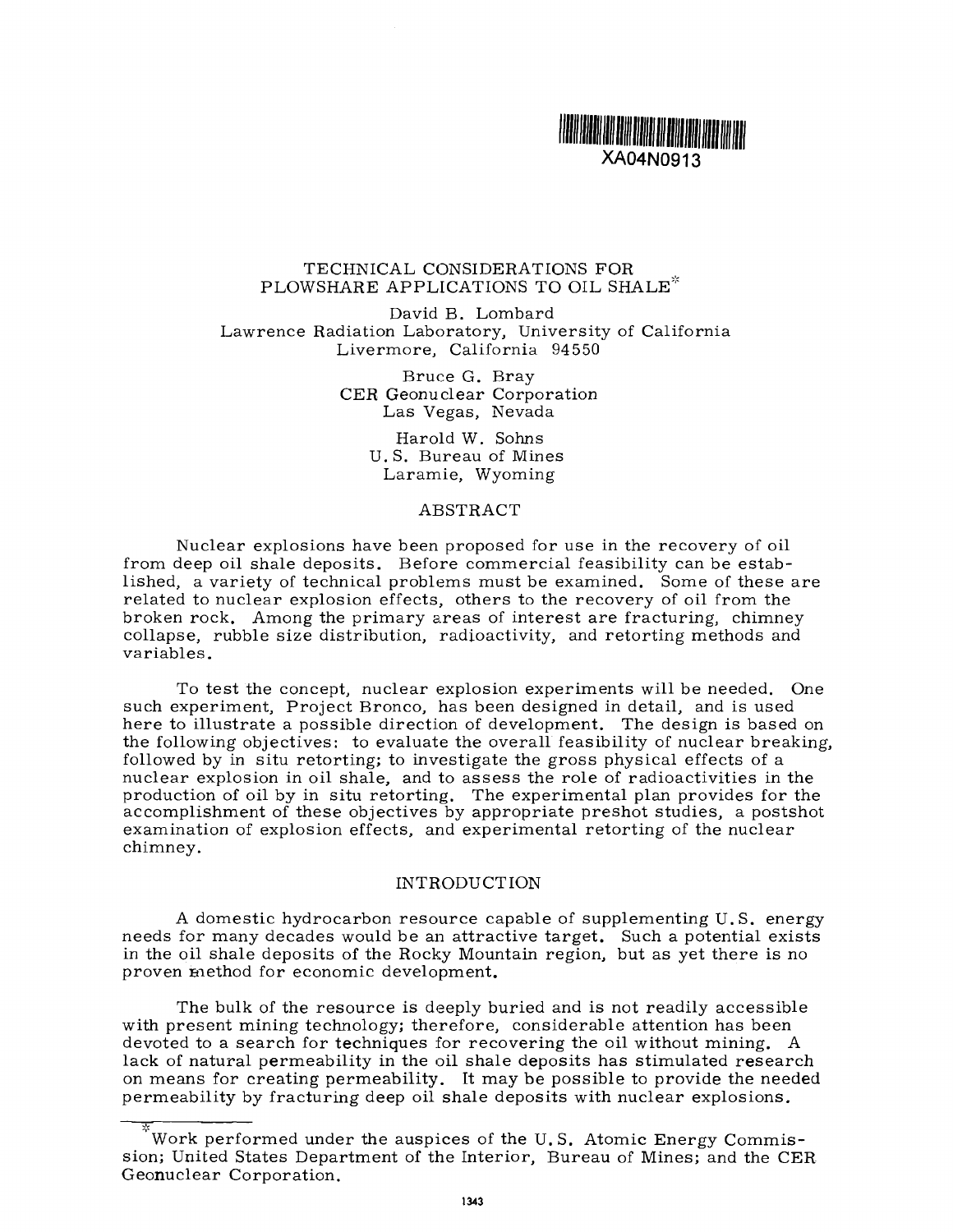XA04N0913

# TECHNICAL CONSIDERATIONS FOR PLOWSHARE APPLICATIONS TO OIL SHALE*

David B. Lombard
Lawrence Radiation Laboratory, University of California
Livermore, California 94550

Bruce G. Bray
CER Geonuclear Corporation
Las Vegas, Nevada

Harold W. Sohns
U.S. Bureau of Mines
Laramie, Wyoming

## ABSTRACT

Nuclear explosions have been proposed for use in the recovery of oil from deep oil shale deposits. Before commercial feasibility can be established, a variety of technical problems must be examined. Some of these are related to nuclear explosion effects, others to the recovery of oil from the broken rock. Among the primary areas of interest are fracturing, chimney collapse, rubble size distribution, radioactivity, and retorting methods and variables.

To test the concept, nuclear explosion experiments will be needed. One such experiment, Project Bronco, has been designed in detail, and is used here to illustrate a possible direction of development. The design is based on the following objectives: to evaluate the overall feasibility of nuclear breaking, followed by in situ retorting; to investigate the gross physical effects of a nuclear explosion in oil shale, and to assess the role of radioactivities in the production of oil by in situ retorting. The experimental plan provides for the accomplishment of these objectives by appropriate preshot studies, a postshot examination of explosion effects, and experimental retorting of the nuclear chimney.

## INTRODUCTION

A domestic hydrocarbon resource capable of supplementing U.S. energy needs for many decades would be an attractive target. Such a potential exists in the oil shale deposits of the Rocky Mountain region, but as yet there is no proven method for economic development.

The bulk of the resource is deeply buried and is not readily accessible with present mining technology; therefore, considerable attention has been devoted to a search for techniques for recovering the oil without mining. A lack of natural permeability in the oil shale deposits has stimulated research on means for creating permeability. It may be possible to provide the needed permeability by fracturing deep oil shale deposits with nuclear explosions.

*Work performed under the auspices of the U.S. Atomic Energy Commission; United States Department of the Interior, Bureau of Mines; and the CER Geonuclear Corporation.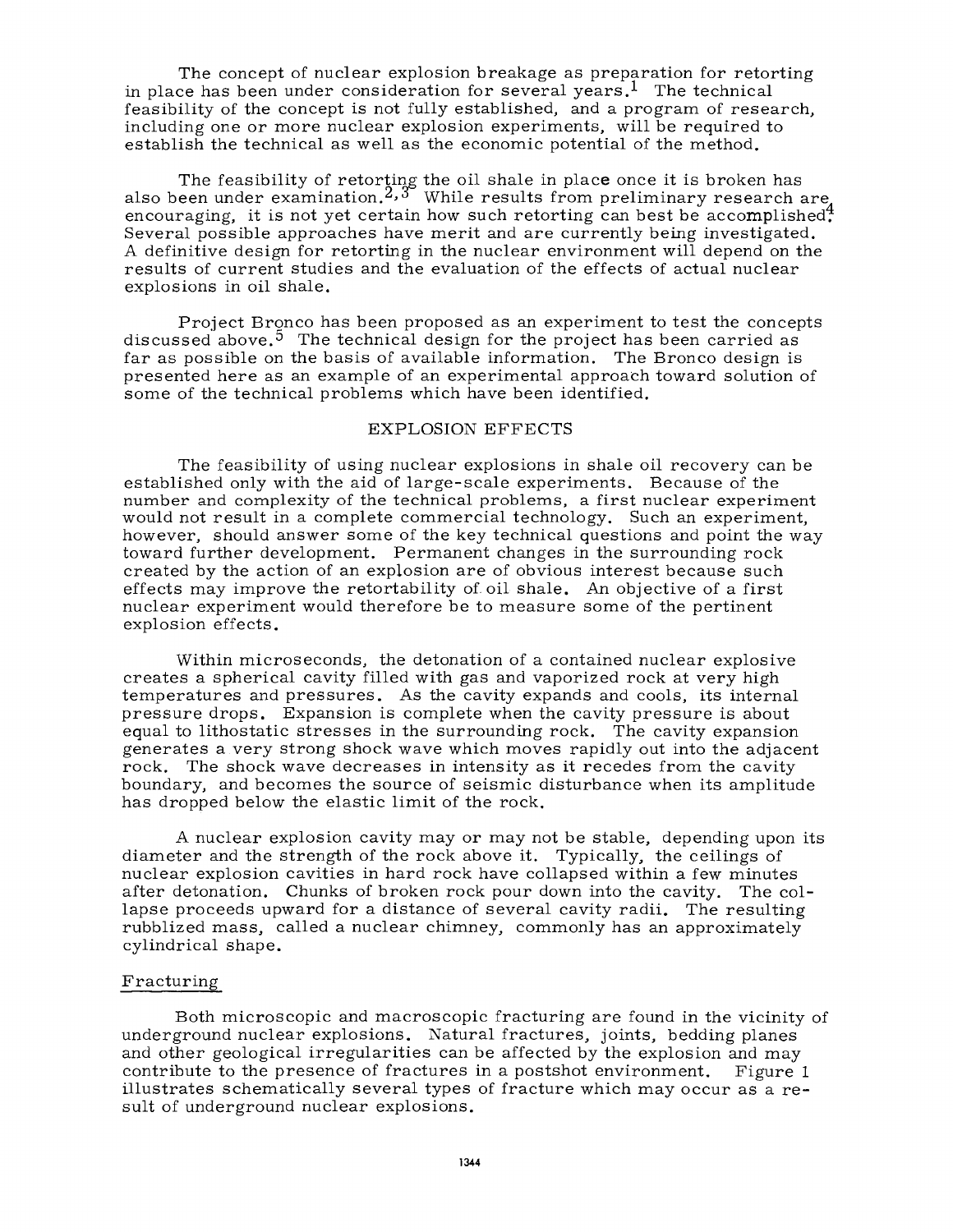The concept of nuclear explosion breakage as preparation for retorting in place has been under consideration for several years.[1] The technical feasibility of the concept is not fully established, and a program of research, including one or more nuclear explosion experiments, will be required to establish the technical as well as the economic potential of the method.

The feasibility of retorting the oil shale in place once it is broken has also been under examination.[2,3] While results from preliminary research are encouraging, it is not yet certain how such retorting can best be accomplished.[4] Several possible approaches have merit and are currently being investigated. A definitive design for retorting in the nuclear environment will depend on the results of current studies and the evaluation of the effects of actual nuclear explosions in oil shale.

Project Bronco has been proposed as an experiment to test the concepts discussed above.[5] The technical design for the project has been carried as far as possible on the basis of available information. The Bronco design is presented here as an example of an experimental approach toward solution of some of the technical problems which have been identified.

## EXPLOSION EFFECTS

The feasibility of using nuclear explosions in shale oil recovery can be established only with the aid of large-scale experiments. Because of the number and complexity of the technical problems, a first nuclear experiment would not result in a complete commercial technology. Such an experiment, however, should answer some of the key technical questions and point the way toward further development. Permanent changes in the surrounding rock created by the action of an explosion are of obvious interest because such effects may improve the retortability of oil shale. An objective of a first nuclear experiment would therefore be to measure some of the pertinent explosion effects.

Within microseconds, the detonation of a contained nuclear explosive creates a spherical cavity filled with gas and vaporized rock at very high temperatures and pressures. As the cavity expands and cools, its internal pressure drops. Expansion is complete when the cavity pressure is about equal to lithostatic stresses in the surrounding rock. The cavity expansion generates a very strong shock wave which moves rapidly out into the adjacent rock. The shock wave decreases in intensity as it recedes from the cavity boundary, and becomes the source of seismic disturbance when its amplitude has dropped below the elastic limit of the rock.

A nuclear explosion cavity may or may not be stable, depending upon its diameter and the strength of the rock above it. Typically, the ceilings of nuclear explosion cavities in hard rock have collapsed within a few minutes after detonation. Chunks of broken rock pour down into the cavity. The collapse proceeds upward for a distance of several cavity radii. The resulting rubblized mass, called a nuclear chimney, commonly has an approximately cylindrical shape.

### Fracturing

Both microscopic and macroscopic fracturing are found in the vicinity of underground nuclear explosions. Natural fractures, joints, bedding planes and other geological irregularities can be affected by the explosion and may contribute to the presence of fractures in a postshot environment. Figure 1 illustrates schematically several types of fracture which may occur as a result of underground nuclear explosions.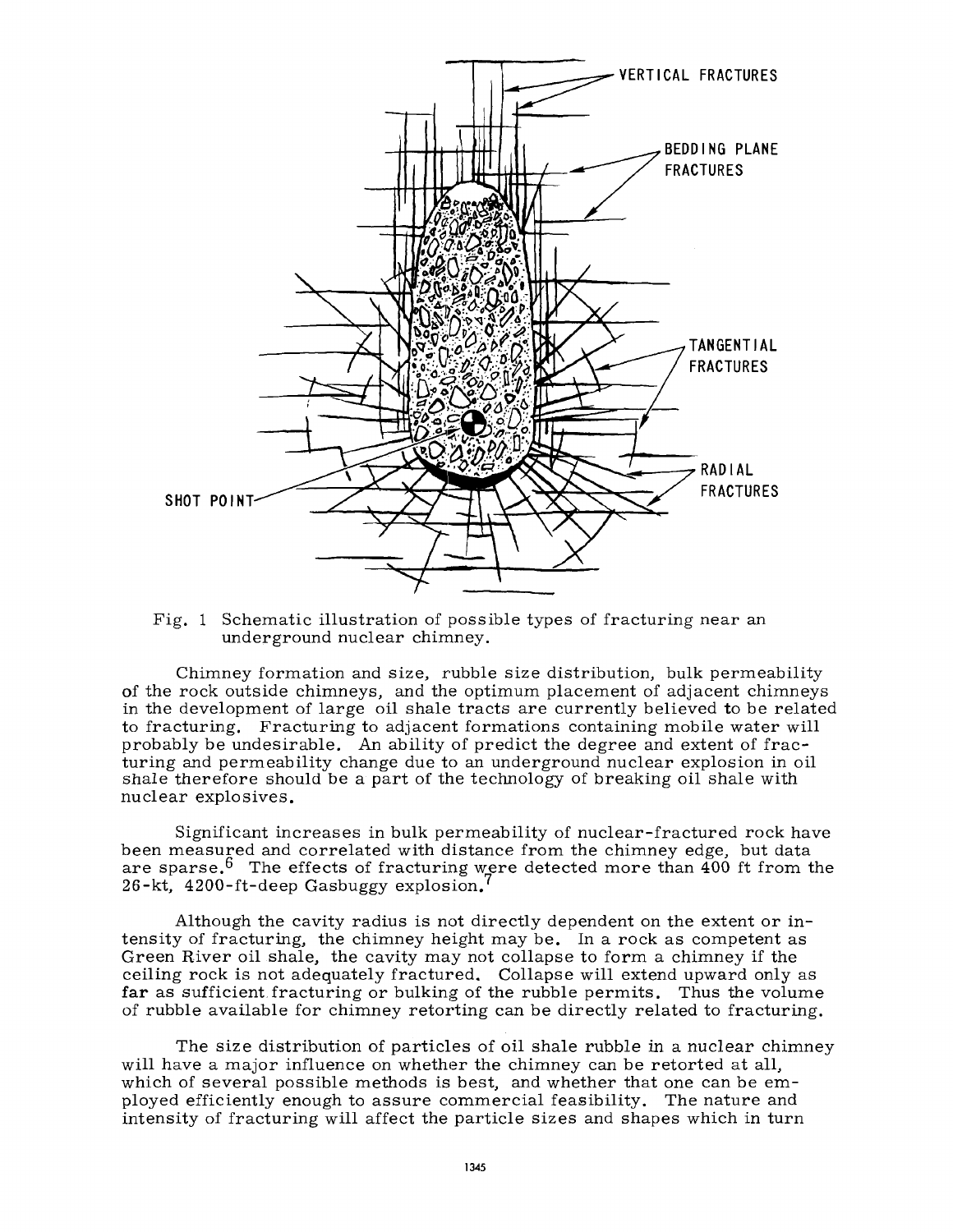Fig. 1 Schematic illustration of possible types of fracturing near an underground nuclear chimney.

Chimney formation and size, rubble size distribution, bulk permeability of the rock outside chimneys, and the optimum placement of adjacent chimneys in the development of large oil shale tracts are currently believed to be related to fracturing. Fracturing to adjacent formations containing mobile water will probably be undesirable. An ability of predict the degree and extent of fracturing and permeability change due to an underground nuclear explosion in oil shale therefore should be a part of the technology of breaking oil shale with nuclear explosives.

Significant increases in bulk permeability of nuclear-fractured rock have been measured and correlated with distance from the chimney edge, but data are sparse.[6] The effects of fracturing were detected more than 400 ft from the 26-kt, 4200-ft-deep Gasbuggy explosion.[7]

Although the cavity radius is not directly dependent on the extent or intensity of fracturing, the chimney height may be. In a rock as competent as Green River oil shale, the cavity may not collapse to form a chimney if the ceiling rock is not adequately fractured. Collapse will extend upward only as far as sufficient fracturing or bulking of the rubble permits. Thus the volume of rubble available for chimney retorting can be directly related to fracturing.

The size distribution of particles of oil shale rubble in a nuclear chimney will have a major influence on whether the chimney can be retorted at all, which of several possible methods is best, and whether that one can be employed efficiently enough to assure commercial feasibility. The nature and intensity of fracturing will affect the particle sizes and shapes which in turn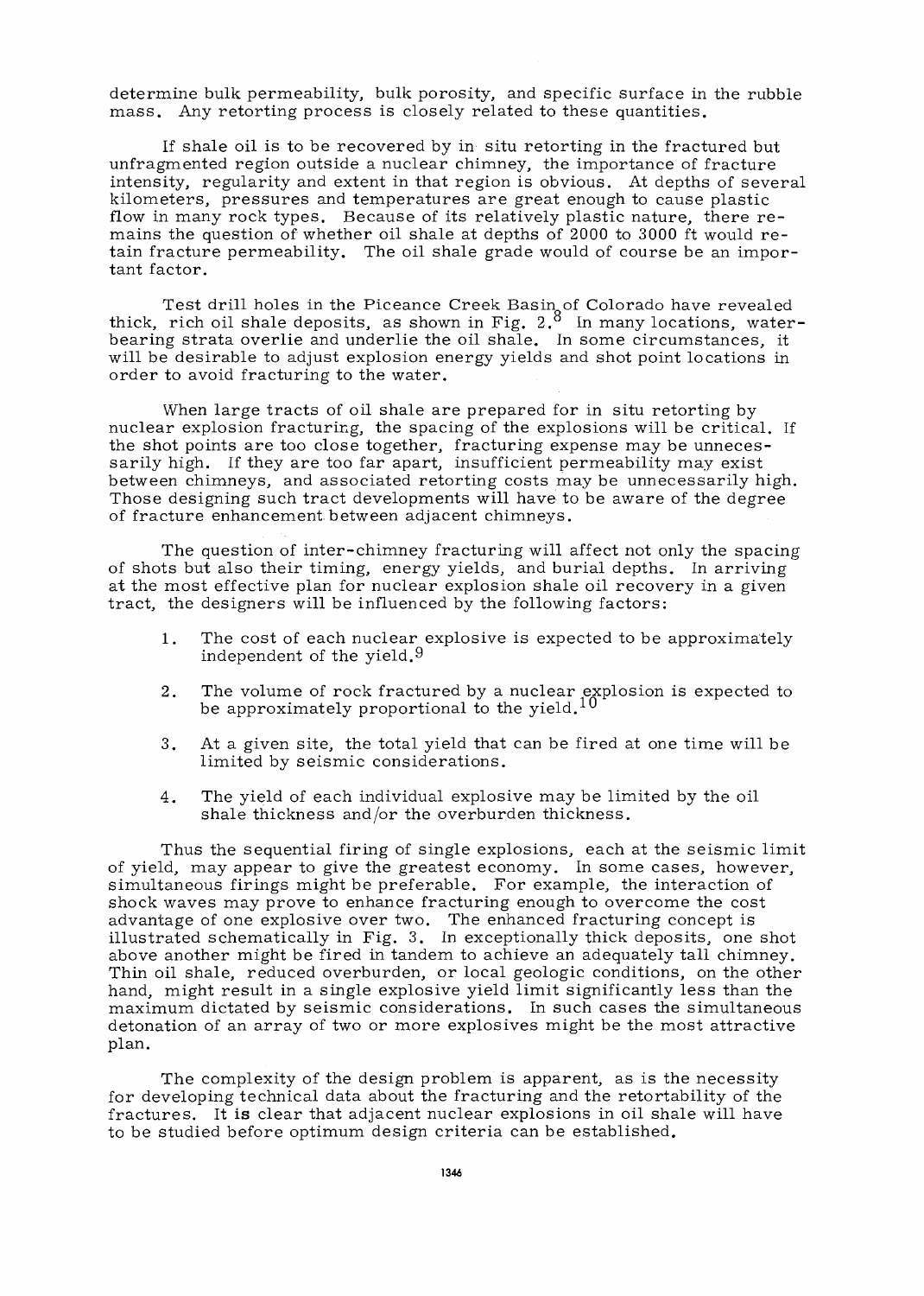determine bulk permeability, bulk porosity, and specific surface in the rubble mass. Any retorting process is closely related to these quantities.

If shale oil is to be recovered by in situ retorting in the fractured but unfragmented region outside a nuclear chimney, the importance of fracture intensity, regularity and extent in that region is obvious. At depths of several kilometers, pressures and temperatures are great enough to cause plastic flow in many rock types. Because of its relatively plastic nature, there remains the question of whether oil shale at depths of 2000 to 3000 ft would retain fracture permeability. The oil shale grade would of course be an important factor.

Test drill holes in the Piceance Creek Basin of Colorado have revealed thick, rich oil shale deposits, as shown in Fig. 2.[8] In many locations, water-bearing strata overlie and underlie the oil shale. In some circumstances, it will be desirable to adjust explosion energy yields and shot point locations in order to avoid fracturing to the water.

When large tracts of oil shale are prepared for in situ retorting by nuclear explosion fracturing, the spacing of the explosions will be critical. If the shot points are too close together, fracturing expense may be unnecessarily high. If they are too far apart, insufficient permeability may exist between chimneys, and associated retorting costs may be unnecessarily high. Those designing such tract developments will have to be aware of the degree of fracture enhancement between adjacent chimneys.

The question of inter-chimney fracturing will affect not only the spacing of shots but also their timing, energy yields, and burial depths. In arriving at the most effective plan for nuclear explosion shale oil recovery in a given tract, the designers will be influenced by the following factors:

1. The cost of each nuclear explosive is expected to be approximately independent of the yield.[9]
2. The volume of rock fractured by a nuclear explosion is expected to be approximately proportional to the yield.[10]
3. At a given site, the total yield that can be fired at one time will be limited by seismic considerations.
4. The yield of each individual explosive may be limited by the oil shale thickness and/or the overburden thickness.

Thus the sequential firing of single explosions, each at the seismic limit of yield, may appear to give the greatest economy. In some cases, however, simultaneous firings might be preferable. For example, the interaction of shock waves may prove to enhance fracturing enough to overcome the cost advantage of one explosive over two. The enhanced fracturing concept is illustrated schematically in Fig. 3. In exceptionally thick deposits, one shot above another might be fired in tandem to achieve an adequately tall chimney. Thin oil shale, reduced overburden, or local geologic conditions, on the other hand, might result in a single explosive yield limit significantly less than the maximum dictated by seismic considerations. In such cases the simultaneous detonation of an array of two or more explosives might be the most attractive plan.

The complexity of the design problem is apparent, as is the necessity for developing technical data about the fracturing and the retortability of the fractures. It is clear that adjacent nuclear explosions in oil shale will have to be studied before optimum design criteria can be established.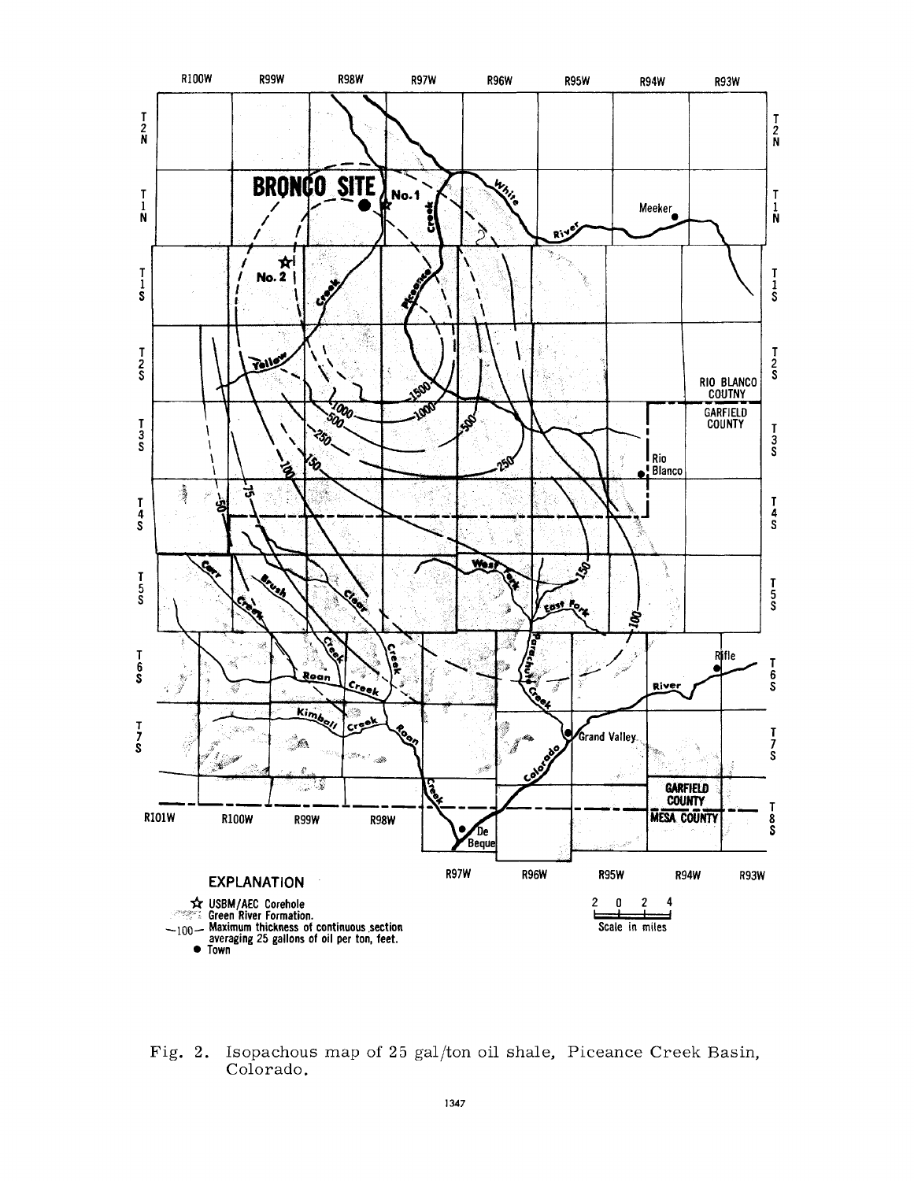Fig. 2. Isopachous map of 25 gal/ton oil shale, Piceance Creek Basin, Colorado.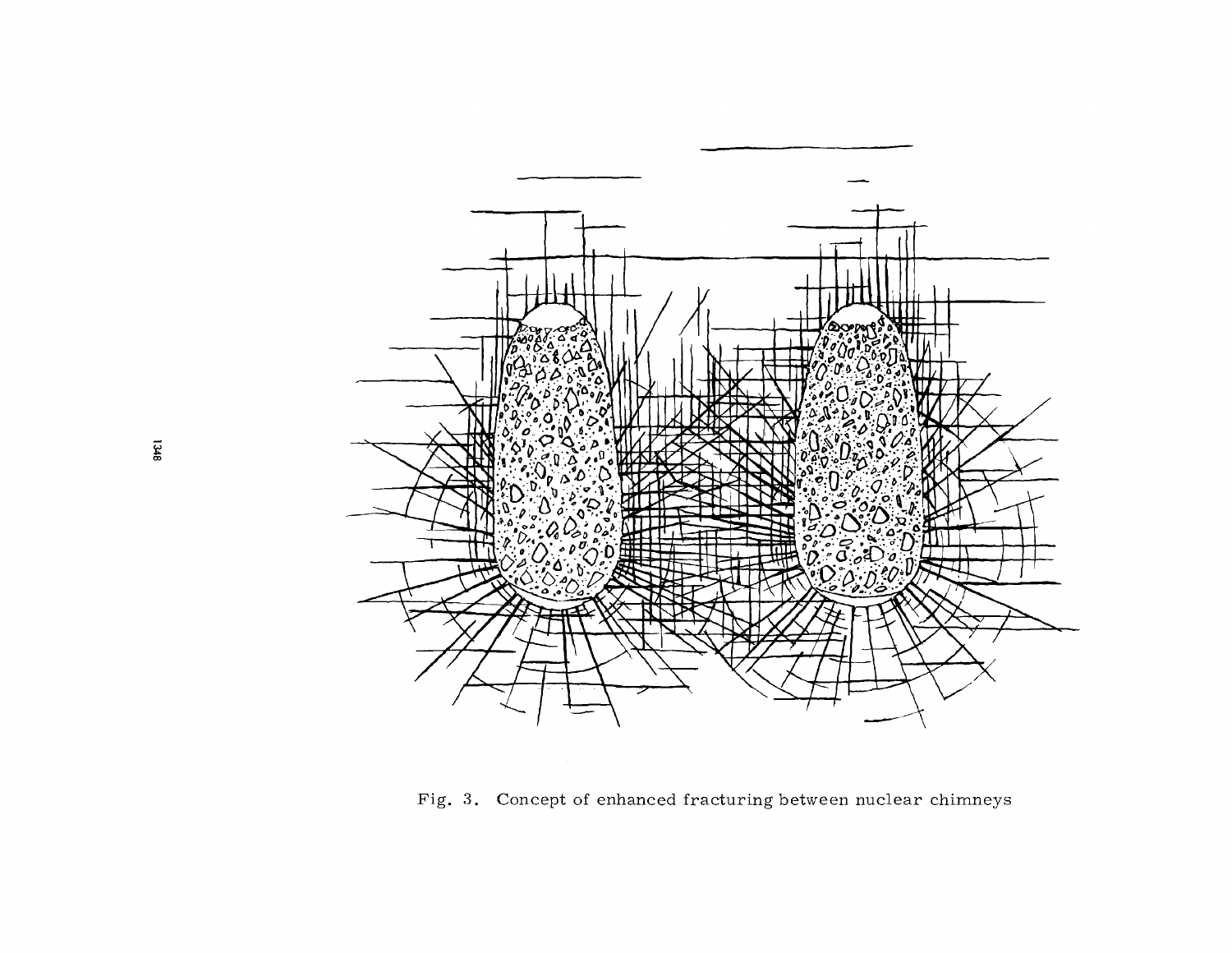Fig. 3. Concept of enhanced fracturing between nuclear chimneys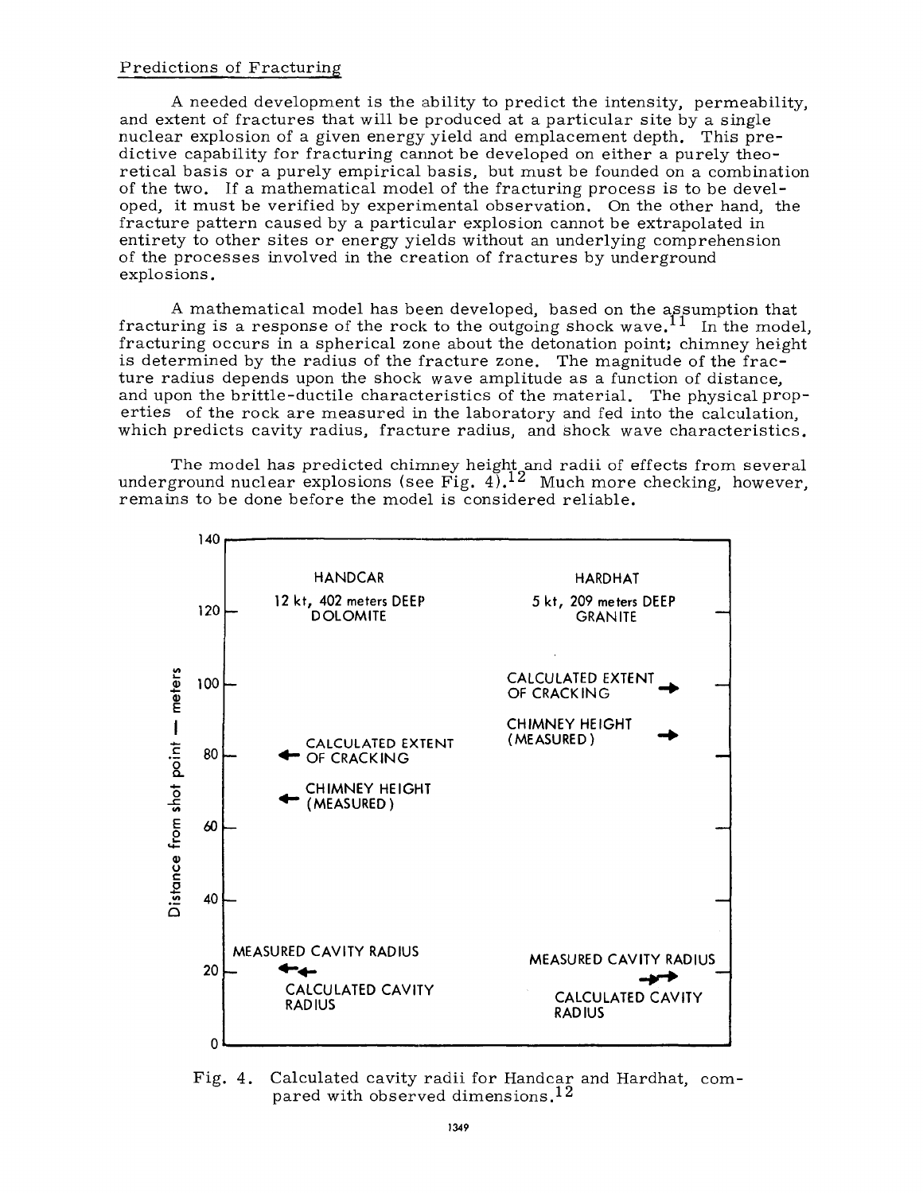## Predictions of Fracturing

A needed development is the ability to predict the intensity, permeability, and extent of fractures that will be produced at a particular site by a single nuclear explosion of a given energy yield and emplacement depth. This predictive capability for fracturing cannot be developed on either a purely theoretical basis or a purely empirical basis, but must be founded on a combination of the two. If a mathematical model of the fracturing process is to be developed, it must be verified by experimental observation. On the other hand, the fracture pattern caused by a particular explosion cannot be extrapolated in entirety to other sites or energy yields without an underlying comprehension of the processes involved in the creation of fractures by underground explosions.

A mathematical model has been developed, based on the assumption that fracturing is a response of the rock to the outgoing shock wave.[11] In the model, fracturing occurs in a spherical zone about the detonation point; chimney height is determined by the radius of the fracture zone. The magnitude of the fracture radius depends upon the shock wave amplitude as a function of distance, and upon the brittle-ductile characteristics of the material. The physical properties of the rock are measured in the laboratory and fed into the calculation, which predicts cavity radius, fracture radius, and shock wave characteristics.

The model has predicted chimney height and radii of effects from several underground nuclear explosions (see Fig. 4).[12] Much more checking, however, remains to be done before the model is considered reliable.

Fig. 4. Calculated cavity radii for Handcar and Hardhat, compared with observed dimensions.[12]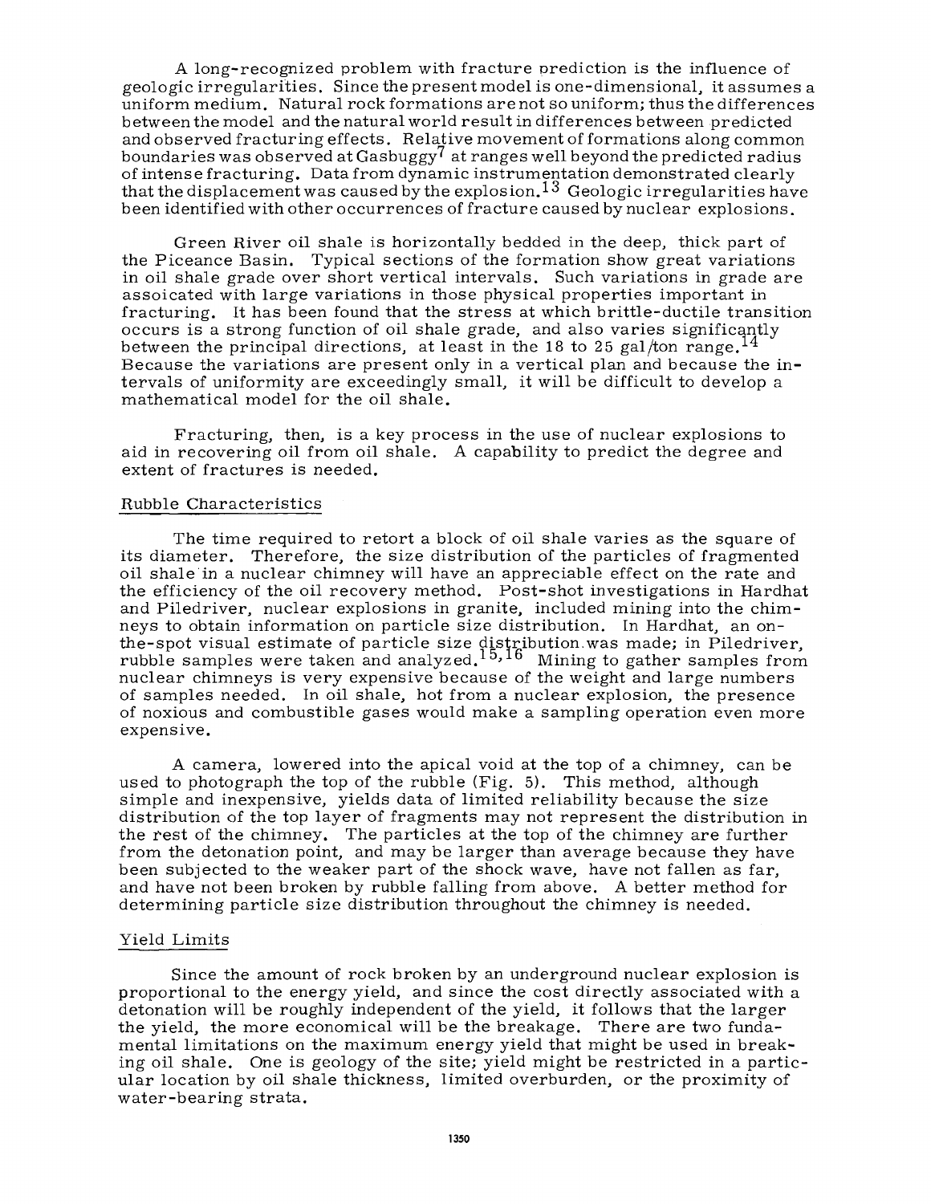A long-recognized problem with fracture prediction is the influence of geologic irregularities. Since the present model is one-dimensional, it assumes a uniform medium. Natural rock formations are not so uniform; thus the differences between the model and the natural world result in differences between predicted and observed fracturing effects. Relative movement of formations along common boundaries was observed at Gasbuggy[7] at ranges well beyond the predicted radius of intense fracturing. Data from dynamic instrumentation demonstrated clearly that the displacement was caused by the explosion.[13] Geologic irregularities have been identified with other occurrences of fracture caused by nuclear explosions.

Green River oil shale is horizontally bedded in the deep, thick part of the Piceance Basin. Typical sections of the formation show great variations in oil shale grade over short vertical intervals. Such variations in grade are assoicated with large variations in those physical properties important in fracturing. It has been found that the stress at which brittle-ductile transition occurs is a strong function of oil shale grade, and also varies significantly between the principal directions, at least in the 18 to 25 gal/ton range.[14] Because the variations are present only in a vertical plan and because the intervals of uniformity are exceedingly small, it will be difficult to develop a mathematical model for the oil shale.

Fracturing, then, is a key process in the use of nuclear explosions to aid in recovering oil from oil shale. A capability to predict the degree and extent of fractures is needed.

## Rubble Characteristics

The time required to retort a block of oil shale varies as the square of its diameter. Therefore, the size distribution of the particles of fragmented oil shale in a nuclear chimney will have an appreciable effect on the rate and the efficiency of the oil recovery method. Post-shot investigations in Hardhat and Piledriver, nuclear explosions in granite, included mining into the chimneys to obtain information on particle size distribution. In Hardhat, an on-the-spot visual estimate of particle size distribution was made; in Piledriver, rubble samples were taken and analyzed.[15,16] Mining to gather samples from nuclear chimneys is very expensive because of the weight and large numbers of samples needed. In oil shale, hot from a nuclear explosion, the presence of noxious and combustible gases would make a sampling operation even more expensive.

A camera, lowered into the apical void at the top of a chimney, can be used to photograph the top of the rubble (Fig. 5). This method, although simple and inexpensive, yields data of limited reliability because the size distribution of the top layer of fragments may not represent the distribution in the rest of the chimney. The particles at the top of the chimney are further from the detonation point, and may be larger than average because they have been subjected to the weaker part of the shock wave, have not fallen as far, and have not been broken by rubble falling from above. A better method for determining particle size distribution throughout the chimney is needed.

## Yield Limits

Since the amount of rock broken by an underground nuclear explosion is proportional to the energy yield, and since the cost directly associated with a detonation will be roughly independent of the yield, it follows that the larger the yield, the more economical will be the breakage. There are two fundamental limitations on the maximum energy yield that might be used in breaking oil shale. One is geology of the site; yield might be restricted in a particular location by oil shale thickness, limited overburden, or the proximity of water-bearing strata.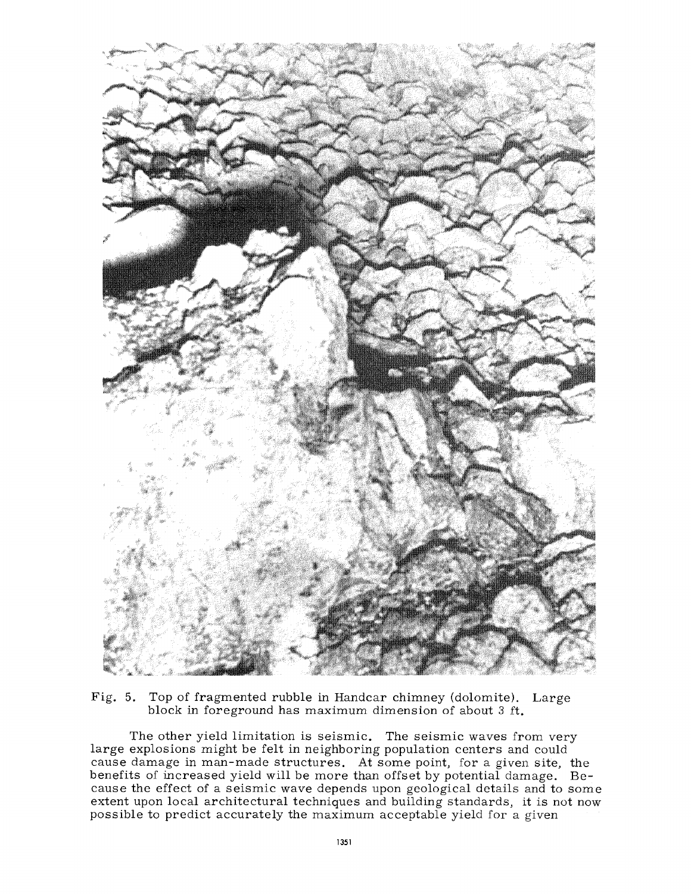Fig. 5. Top of fragmented rubble in Handcar chimney (dolomite). Large block in foreground has maximum dimension of about 3 ft.

The other yield limitation is seismic. The seismic waves from very large explosions might be felt in neighboring population centers and could cause damage in man-made structures. At some point, for a given site, the benefits of increased yield will be more than offset by potential damage. Because the effect of a seismic wave depends upon geological details and to some extent upon local architectural techniques and building standards, it is not now possible to predict accurately the maximum acceptable yield for a given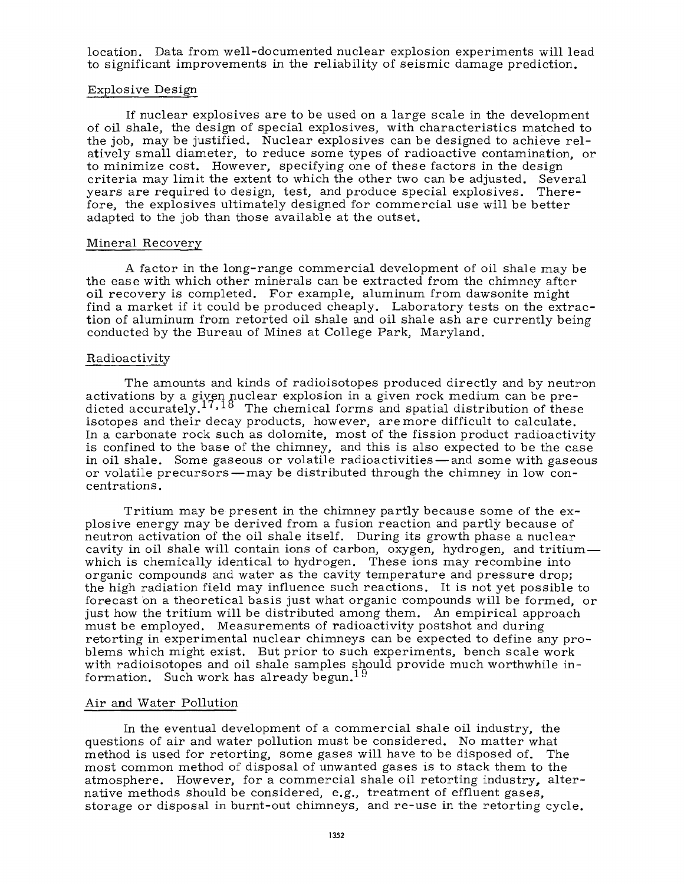location. Data from well-documented nuclear explosion experiments will lead to significant improvements in the reliability of seismic damage prediction.

## Explosive Design

If nuclear explosives are to be used on a large scale in the development of oil shale, the design of special explosives, with characteristics matched to the job, may be justified. Nuclear explosives can be designed to achieve relatively small diameter, to reduce some types of radioactive contamination, or to minimize cost. However, specifying one of these factors in the design criteria may limit the extent to which the other two can be adjusted. Several years are required to design, test, and produce special explosives. Therefore, the explosives ultimately designed for commercial use will be better adapted to the job than those available at the outset.

## Mineral Recovery

A factor in the long-range commercial development of oil shale may be the ease with which other minerals can be extracted from the chimney after oil recovery is completed. For example, aluminum from dawsonite might find a market if it could be produced cheaply. Laboratory tests on the extraction of aluminum from retorted oil shale and oil shale ash are currently being conducted by the Bureau of Mines at College Park, Maryland.

## Radioactivity

The amounts and kinds of radioisotopes produced directly and by neutron activations by a given nuclear explosion in a given rock medium can be predicted accurately.[17,18] The chemical forms and spatial distribution of these isotopes and their decay products, however, are more difficult to calculate. In a carbonate rock such as dolomite, most of the fission product radioactivity is confined to the base of the chimney, and this is also expected to be the case in oil shale. Some gaseous or volatile radioactivities — and some with gaseous or volatile precursors — may be distributed through the chimney in low concentrations.

Tritium may be present in the chimney partly because some of the explosive energy may be derived from a fusion reaction and partly because of neutron activation of the oil shale itself. During its growth phase a nuclear cavity in oil shale will contain ions of carbon, oxygen, hydrogen, and tritium — which is chemically identical to hydrogen. These ions may recombine into organic compounds and water as the cavity temperature and pressure drop; the high radiation field may influence such reactions. It is not yet possible to forecast on a theoretical basis just what organic compounds will be formed, or just how the tritium will be distributed among them. An empirical approach must be employed. Measurements of radioactivity postshot and during retorting in experimental nuclear chimneys can be expected to define any problems which might exist. But prior to such experiments, bench scale work with radioisotopes and oil shale samples should provide much worthwhile information. Such work has already begun.[19]

## Air and Water Pollution

In the eventual development of a commercial shale oil industry, the questions of air and water pollution must be considered. No matter what method is used for retorting, some gases will have to be disposed of. The most common method of disposal of unwanted gases is to stack them to the atmosphere. However, for a commercial shale oil retorting industry, alternative methods should be considered, e.g., treatment of effluent gases, storage or disposal in burnt-out chimneys, and re-use in the retorting cycle.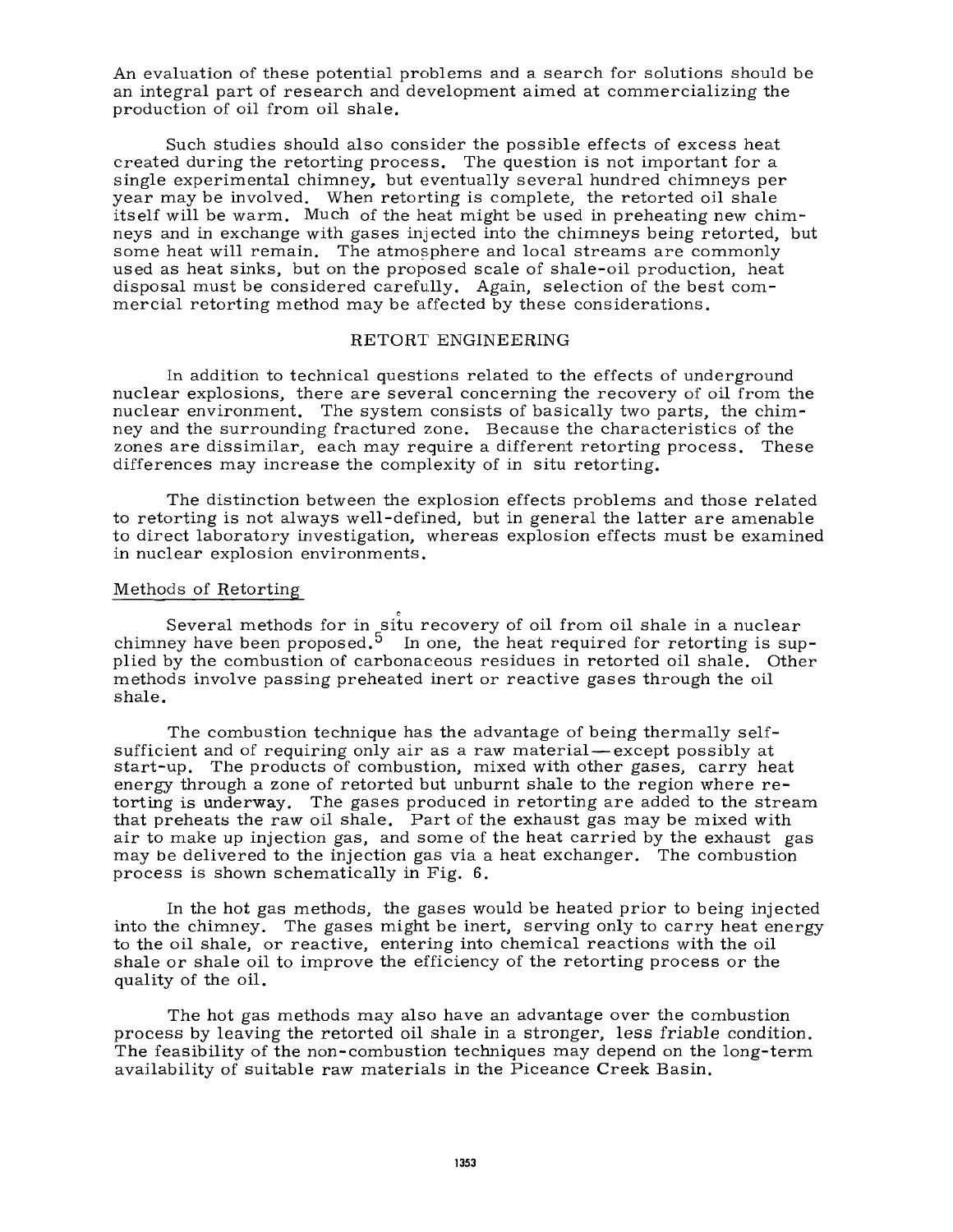An evaluation of these potential problems and a search for solutions should be an integral part of research and development aimed at commercializing the production of oil from oil shale.

Such studies should also consider the possible effects of excess heat created during the retorting process. The question is not important for a single experimental chimney, but eventually several hundred chimneys per year may be involved. When retorting is complete, the retorted oil shale itself will be warm. Much of the heat might be used in preheating new chimneys and in exchange with gases injected into the chimneys being retorted, but some heat will remain. The atmosphere and local streams are commonly used as heat sinks, but on the proposed scale of shale-oil production, heat disposal must be considered carefully. Again, selection of the best commercial retorting method may be affected by these considerations.

## RETORT ENGINEERING

In addition to technical questions related to the effects of underground nuclear explosions, there are several concerning the recovery of oil from the nuclear environment. The system consists of basically two parts, the chimney and the surrounding fractured zone. Because the characteristics of the zones are dissimilar, each may require a different retorting process. These differences may increase the complexity of in situ retorting.

The distinction between the explosion effects problems and those related to retorting is not always well-defined, but in general the latter are amenable to direct laboratory investigation, whereas explosion effects must be examined in nuclear explosion environments.

### Methods of Retorting

Several methods for in situ recovery of oil from oil shale in a nuclear chimney have been proposed.[5] In one, the heat required for retorting is supplied by the combustion of carbonaceous residues in retorted oil shale. Other methods involve passing preheated inert or reactive gases through the oil shale.

The combustion technique has the advantage of being thermally self-sufficient and of requiring only air as a raw material—except possibly at start-up. The products of combustion, mixed with other gases, carry heat energy through a zone of retorted but unburnt shale to the region where retorting is underway. The gases produced in retorting are added to the stream that preheats the raw oil shale. Part of the exhaust gas may be mixed with air to make up injection gas, and some of the heat carried by the exhaust gas may be delivered to the injection gas via a heat exchanger. The combustion process is shown schematically in Fig. 6.

In the hot gas methods, the gases would be heated prior to being injected into the chimney. The gases might be inert, serving only to carry heat energy to the oil shale, or reactive, entering into chemical reactions with the oil shale or shale oil to improve the efficiency of the retorting process or the quality of the oil.

The hot gas methods may also have an advantage over the combustion process by leaving the retorted oil shale in a stronger, less friable condition. The feasibility of the non-combustion techniques may depend on the long-term availability of suitable raw materials in the Piceance Creek Basin.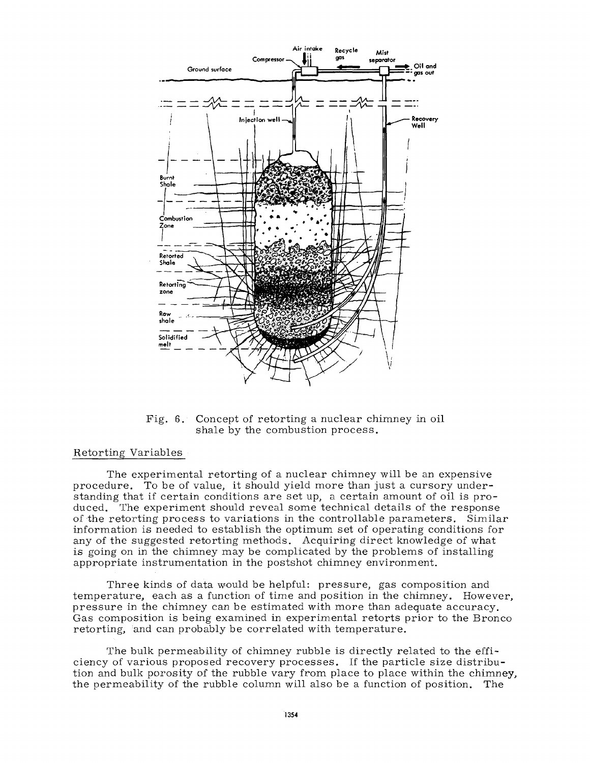Fig. 6. Concept of retorting a nuclear chimney in oil shale by the combustion process.

## Retorting Variables

The experimental retorting of a nuclear chimney will be an expensive procedure. To be of value, it should yield more than just a cursory understanding that if certain conditions are set up, a certain amount of oil is produced. The experiment should reveal some technical details of the response of the retorting process to variations in the controllable parameters. Similar information is needed to establish the optimum set of operating conditions for any of the suggested retorting methods. Acquiring direct knowledge of what is going on in the chimney may be complicated by the problems of installing appropriate instrumentation in the postshot chimney environment.

Three kinds of data would be helpful: pressure, gas composition and temperature, each as a function of time and position in the chimney. However, pressure in the chimney can be estimated with more than adequate accuracy. Gas composition is being examined in experimental retorts prior to the Bronco retorting, and can probably be correlated with temperature.

The bulk permeability of chimney rubble is directly related to the efficiency of various proposed recovery processes. If the particle size distribution and bulk porosity of the rubble vary from place to place within the chimney, the permeability of the rubble column will also be a function of position. The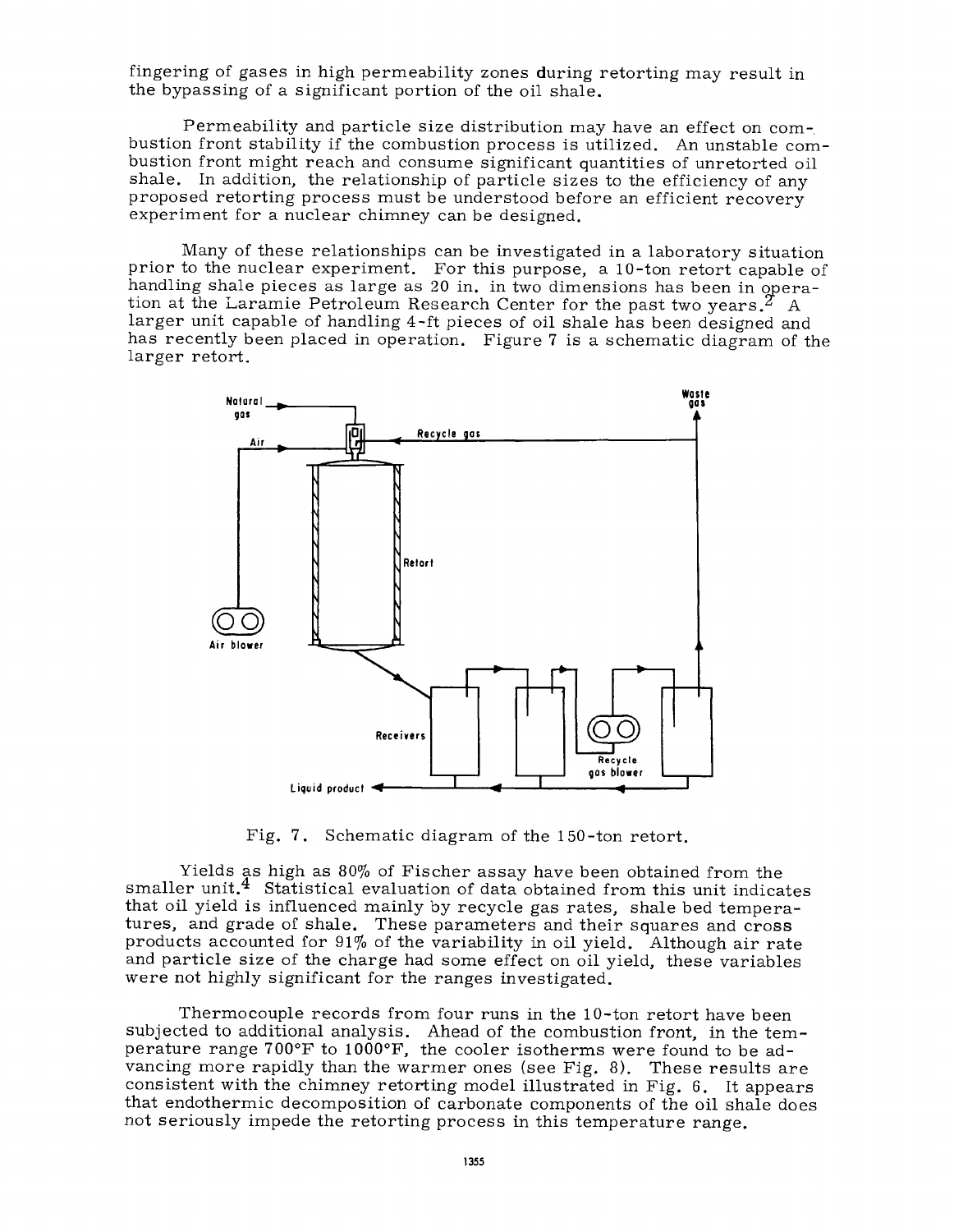fingering of gases in high permeability zones during retorting may result in the bypassing of a significant portion of the oil shale.

Permeability and particle size distribution may have an effect on combustion front stability if the combustion process is utilized. An unstable combustion front might reach and consume significant quantities of unretorted oil shale. In addition, the relationship of particle sizes to the efficiency of any proposed retorting process must be understood before an efficient recovery experiment for a nuclear chimney can be designed.

Many of these relationships can be investigated in a laboratory situation prior to the nuclear experiment. For this purpose, a 10-ton retort capable of handling shale pieces as large as 20 in. in two dimensions has been in operation at the Laramie Petroleum Research Center for the past two years.[2] A larger unit capable of handling 4-ft pieces of oil shale has been designed and has recently been placed in operation. Figure 7 is a schematic diagram of the larger retort.

Natural gas | Air | Recycle gas | Waste gas | Retort | Air blower | Receivers | Recycle gas blower | Liquid product

Fig. 7. Schematic diagram of the 150-ton retort.

Yields as high as 80% of Fischer assay have been obtained from the smaller unit.[4] Statistical evaluation of data obtained from this unit indicates that oil yield is influenced mainly by recycle gas rates, shale bed temperatures, and grade of shale. These parameters and their squares and cross products accounted for 91% of the variability in oil yield. Although air rate and particle size of the charge had some effect on oil yield, these variables were not highly significant for the ranges investigated.

Thermocouple records from four runs in the 10-ton retort have been subjected to additional analysis. Ahead of the combustion front, in the temperature range 700°F to 1000°F, the cooler isotherms were found to be advancing more rapidly than the warmer ones (see Fig. 8). These results are consistent with the chimney retorting model illustrated in Fig. 6. It appears that endothermic decomposition of carbonate components of the oil shale does not seriously impede the retorting process in this temperature range.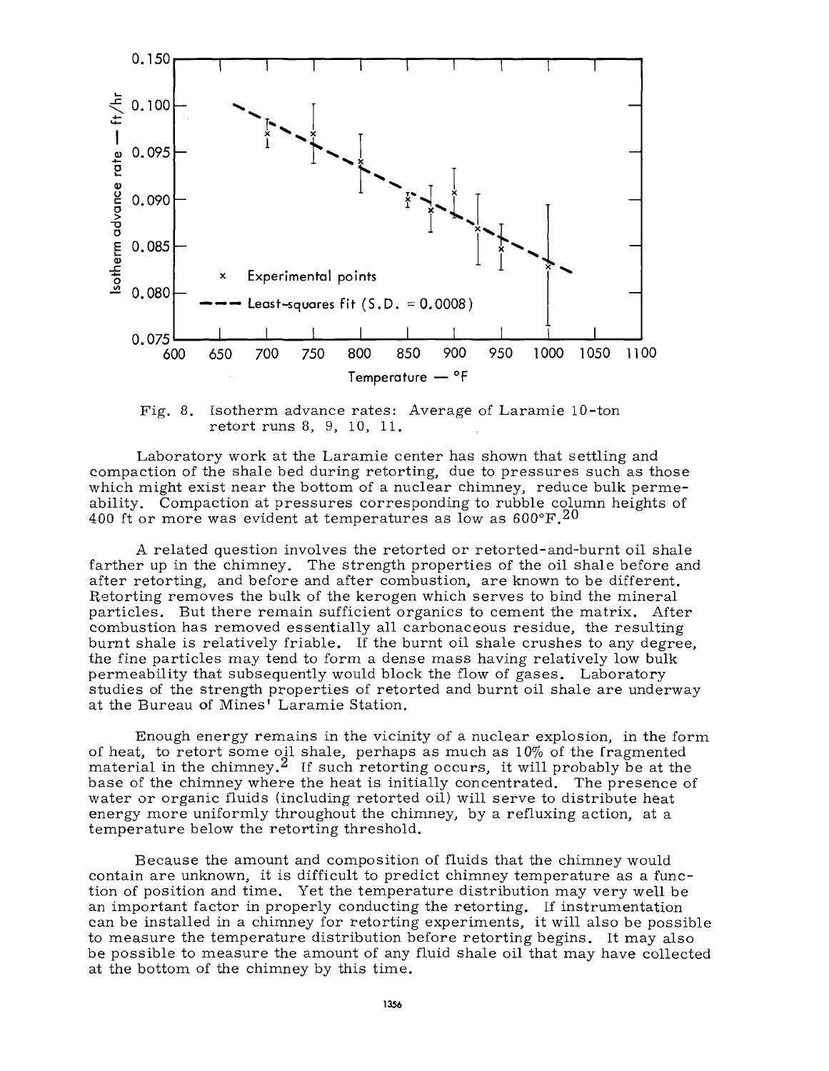Fig. 8. Isotherm advance rates: Average of Laramie 10-ton retort runs 8, 9, 10, 11.

Laboratory work at the Laramie center has shown that settling and compaction of the shale bed during retorting, due to pressures such as those which might exist near the bottom of a nuclear chimney, reduce bulk permeability. Compaction at pressures corresponding to rubble column heights of 400 ft or more was evident at temperatures as low as 600°F.[20]

A related question involves the retorted or retorted-and-burnt oil shale farther up in the chimney. The strength properties of the oil shale before and after retorting, and before and after combustion, are known to be different. Retorting removes the bulk of the kerogen which serves to bind the mineral particles. But there remain sufficient organics to cement the matrix. After combustion has removed essentially all carbonaceous residue, the resulting burnt shale is relatively friable. If the burnt oil shale crushes to any degree, the fine particles may tend to form a dense mass having relatively low bulk permeability that subsequently would block the flow of gases. Laboratory studies of the strength properties of retorted and burnt oil shale are underway at the Bureau of Mines' Laramie Station.

Enough energy remains in the vicinity of a nuclear explosion, in the form of heat, to retort some oil shale, perhaps as much as 10% of the fragmented material in the chimney.[2] If such retorting occurs, it will probably be at the base of the chimney where the heat is initially concentrated. The presence of water or organic fluids (including retorted oil) will serve to distribute heat energy more uniformly throughout the chimney, by a refluxing action, at a temperature below the retorting threshold.

Because the amount and composition of fluids that the chimney would contain are unknown, it is difficult to predict chimney temperature as a function of position and time. Yet the temperature distribution may very well be an important factor in properly conducting the retorting. If instrumentation can be installed in a chimney for retorting experiments, it will also be possible to measure the temperature distribution before retorting begins. It may also be possible to measure the amount of any fluid shale oil that may have collected at the bottom of the chimney by this time.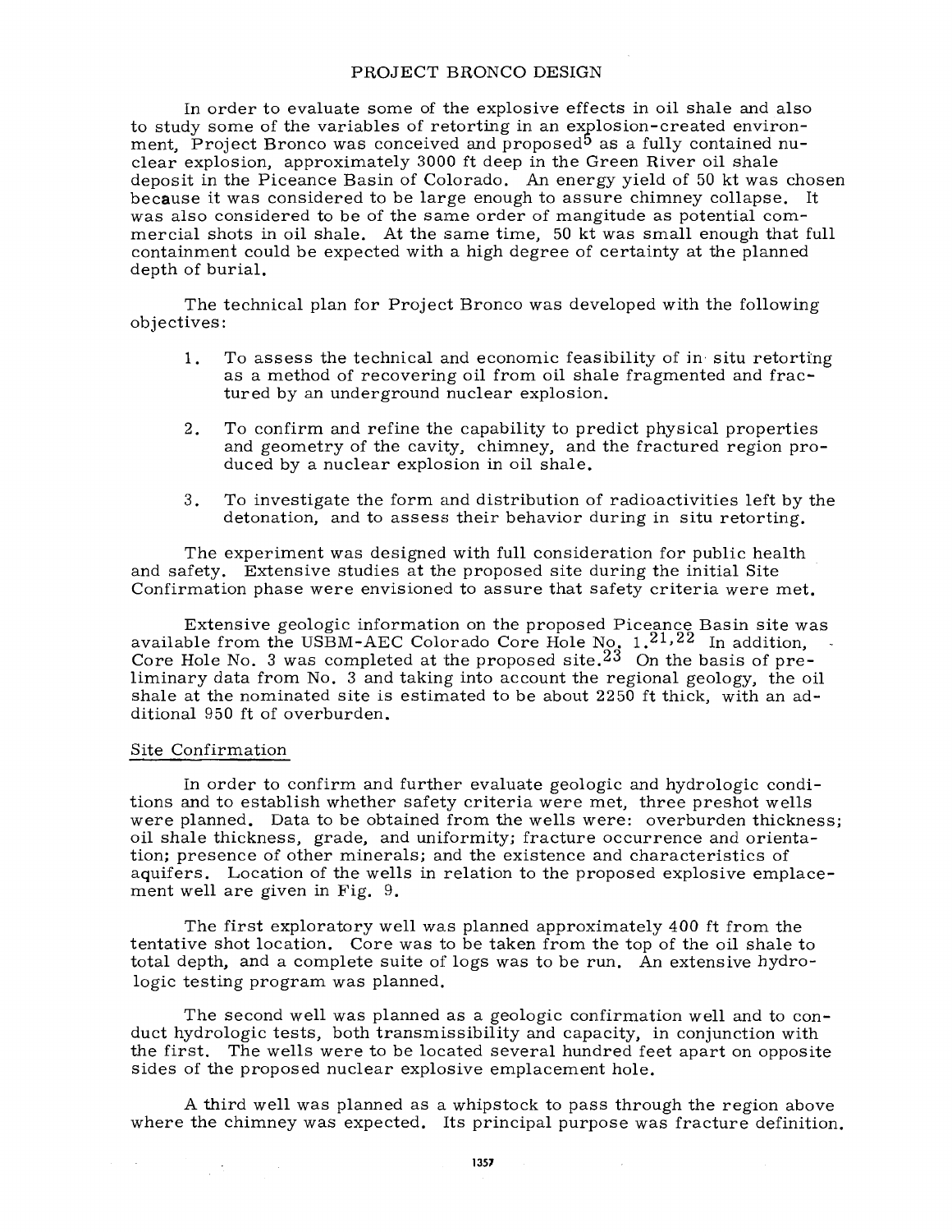## PROJECT BRONCO DESIGN

In order to evaluate some of the explosive effects in oil shale and also to study some of the variables of retorting in an explosion-created environment, Project Bronco was conceived and proposed[5] as a fully contained nuclear explosion, approximately 3000 ft deep in the Green River oil shale deposit in the Piceance Basin of Colorado. An energy yield of 50 kt was chosen because it was considered to be large enough to assure chimney collapse. It was also considered to be of the same order of mangitude as potential commercial shots in oil shale. At the same time, 50 kt was small enough that full containment could be expected with a high degree of certainty at the planned depth of burial.

The technical plan for Project Bronco was developed with the following objectives:

1. To assess the technical and economic feasibility of in situ retorting as a method of recovering oil from oil shale fragmented and fractured by an underground nuclear explosion.

2. To confirm and refine the capability to predict physical properties and geometry of the cavity, chimney, and the fractured region produced by a nuclear explosion in oil shale.

3. To investigate the form and distribution of radioactivities left by the detonation, and to assess their behavior during in situ retorting.

The experiment was designed with full consideration for public health and safety. Extensive studies at the proposed site during the initial Site Confirmation phase were envisioned to assure that safety criteria were met.

Extensive geologic information on the proposed Piceance Basin site was available from the USBM-AEC Colorado Core Hole No. 1.[21,22] In addition, Core Hole No. 3 was completed at the proposed site.[23] On the basis of preliminary data from No. 3 and taking into account the regional geology, the oil shale at the nominated site is estimated to be about 2250 ft thick, with an additional 950 ft of overburden.

### Site Confirmation

In order to confirm and further evaluate geologic and hydrologic conditions and to establish whether safety criteria were met, three preshot wells were planned. Data to be obtained from the wells were: overburden thickness; oil shale thickness, grade, and uniformity; fracture occurrence and orientation; presence of other minerals; and the existence and characteristics of aquifers. Location of the wells in relation to the proposed explosive emplacement well are given in Fig. 9.

The first exploratory well was planned approximately 400 ft from the tentative shot location. Core was to be taken from the top of the oil shale to total depth, and a complete suite of logs was to be run. An extensive hydrologic testing program was planned.

The second well was planned as a geologic confirmation well and to conduct hydrologic tests, both transmissibility and capacity, in conjunction with the first. The wells were to be located several hundred feet apart on opposite sides of the proposed nuclear explosive emplacement hole.

A third well was planned as a whipstock to pass through the region above where the chimney was expected. Its principal purpose was fracture definition.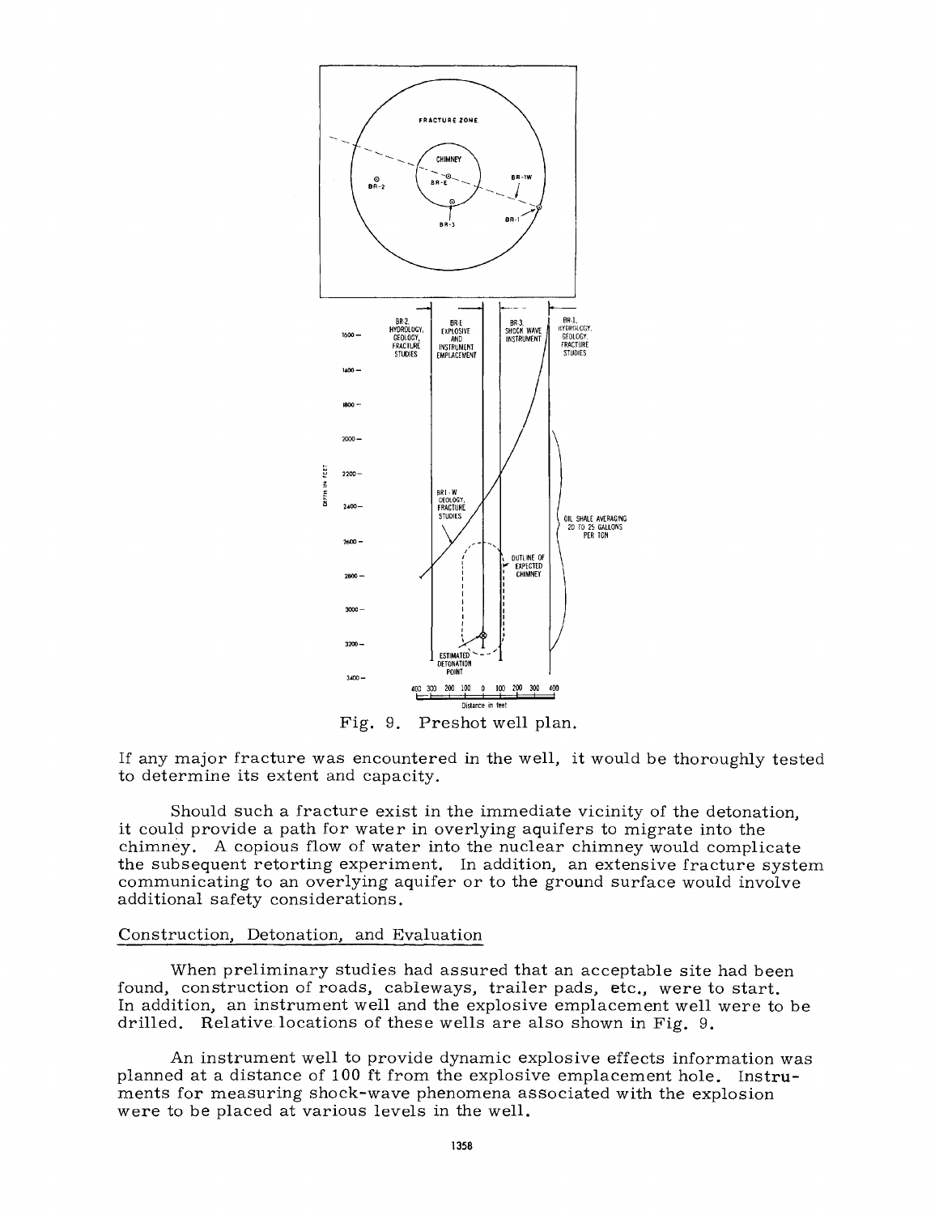Fig. 9. Preshot well plan.

If any major fracture was encountered in the well, it would be thoroughly tested to determine its extent and capacity.

Should such a fracture exist in the immediate vicinity of the detonation, it could provide a path for water in overlying aquifers to migrate into the chimney. A copious flow of water into the nuclear chimney would complicate the subsequent retorting experiment. In addition, an extensive fracture system communicating to an overlying aquifer or to the ground surface would involve additional safety considerations.

## Construction, Detonation, and Evaluation

When preliminary studies had assured that an acceptable site had been found, construction of roads, cableways, trailer pads, etc., were to start. In addition, an instrument well and the explosive emplacement well were to be drilled. Relative locations of these wells are also shown in Fig. 9.

An instrument well to provide dynamic explosive effects information was planned at a distance of 100 ft from the explosive emplacement hole. Instruments for measuring shock-wave phenomena associated with the explosion were to be placed at various levels in the well.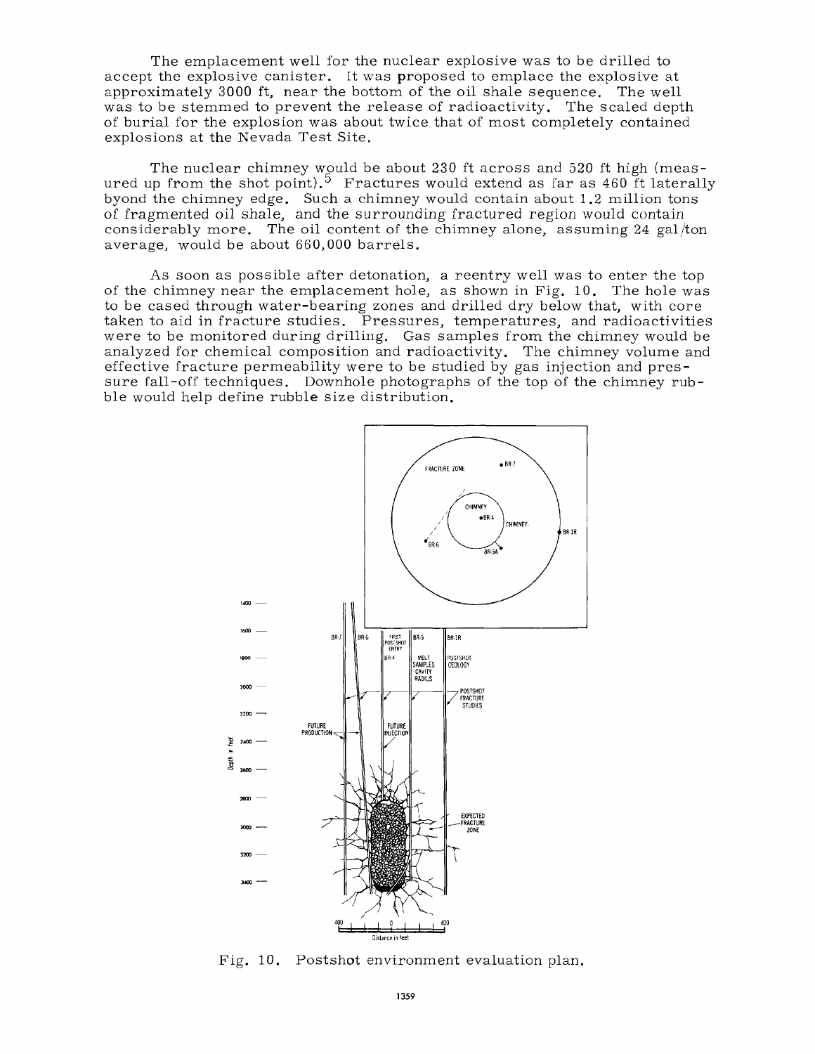The emplacement well for the nuclear explosive was to be drilled to accept the explosive canister. It was proposed to emplace the explosive at approximately 3000 ft, near the bottom of the oil shale sequence. The well was to be stemmed to prevent the release of radioactivity. The scaled depth of burial for the explosion was about twice that of most completely contained explosions at the Nevada Test Site.

The nuclear chimney would be about 230 ft across and 520 ft high (measured up from the shot point).[5] Fractures would extend as far as 460 ft laterally byond the chimney edge. Such a chimney would contain about 1.2 million tons of fragmented oil shale, and the surrounding fractured region would contain considerably more. The oil content of the chimney alone, assuming 24 gal/ton average, would be about 660,000 barrels.

As soon as possible after detonation, a reentry well was to enter the top of the chimney near the emplacement hole, as shown in Fig. 10. The hole was to be cased through water-bearing zones and drilled dry below that, with core taken to aid in fracture studies. Pressures, temperatures, and radioactivities were to be monitored during drilling. Gas samples from the chimney would be analyzed for chemical composition and radioactivity. The chimney volume and effective fracture permeability were to be studied by gas injection and pressure fall-off techniques. Downhole photographs of the top of the chimney rubble would help define rubble size distribution.

Fig. 10. Postshot environment evaluation plan.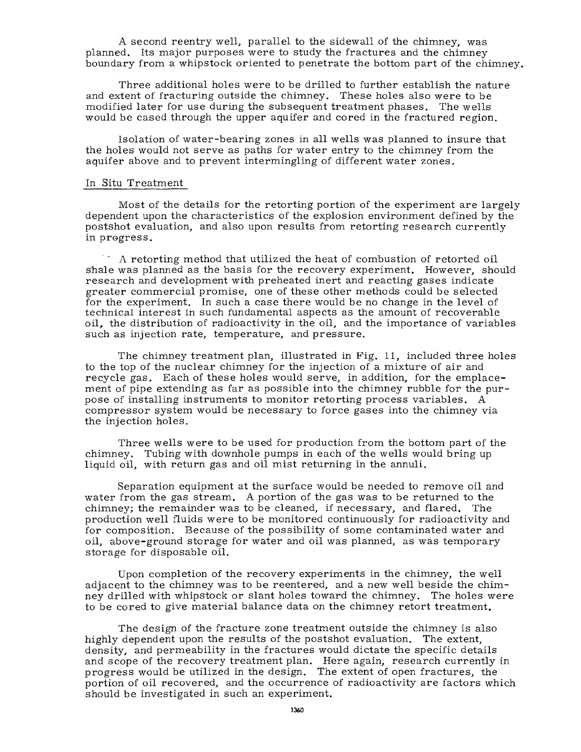A second reentry well, parallel to the sidewall of the chimney, was planned. Its major purposes were to study the fractures and the chimney boundary from a whipstock oriented to penetrate the bottom part of the chimney.

Three additional holes were to be drilled to further establish the nature and extent of fracturing outside the chimney. These holes also were to be modified later for use during the subsequent treatment phases. The wells would be cased through the upper aquifer and cored in the fractured region.

Isolation of water-bearing zones in all wells was planned to insure that the holes would not serve as paths for water entry to the chimney from the aquifer above and to prevent intermingling of different water zones.

## In Situ Treatment

Most of the details for the retorting portion of the experiment are largely dependent upon the characteristics of the explosion environment defined by the postshot evaluation, and also upon results from retorting research currently in progress.

A retorting method that utilized the heat of combustion of retorted oil shale was planned as the basis for the recovery experiment. However, should research and development with preheated inert and reacting gases indicate greater commercial promise, one of these other methods could be selected for the experiment. In such a case there would be no change in the level of technical interest in such fundamental aspects as the amount of recoverable oil, the distribution of radioactivity in the oil, and the importance of variables such as injection rate, temperature, and pressure.

The chimney treatment plan, illustrated in Fig. 11, included three holes to the top of the nuclear chimney for the injection of a mixture of air and recycle gas. Each of these holes would serve, in addition, for the emplacement of pipe extending as far as possible into the chimney rubble for the purpose of installing instruments to monitor retorting process variables. A compressor system would be necessary to force gases into the chimney via the injection holes.

Three wells were to be used for production from the bottom part of the chimney. Tubing with downhole pumps in each of the wells would bring up liquid oil, with return gas and oil mist returning in the annuli.

Separation equipment at the surface would be needed to remove oil and water from the gas stream. A portion of the gas was to be returned to the chimney; the remainder was to be cleaned, if necessary, and flared. The production well fluids were to be monitored continuously for radioactivity and for composition. Because of the possibility of some contaminated water and oil, above-ground storage for water and oil was planned, as was temporary storage for disposable oil.

Upon completion of the recovery experiments in the chimney, the well adjacent to the chimney was to be reentered, and a new well beside the chimney drilled with whipstock or slant holes toward the chimney. The holes were to be cored to give material balance data on the chimney retort treatment.

The design of the fracture zone treatment outside the chimney is also highly dependent upon the results of the postshot evaluation. The extent, density, and permeability in the fractures would dictate the specific details and scope of the recovery treatment plan. Here again, research currently in progress would be utilized in the design. The extent of open fractures, the portion of oil recovered, and the occurrence of radioactivity are factors which should be investigated in such an experiment.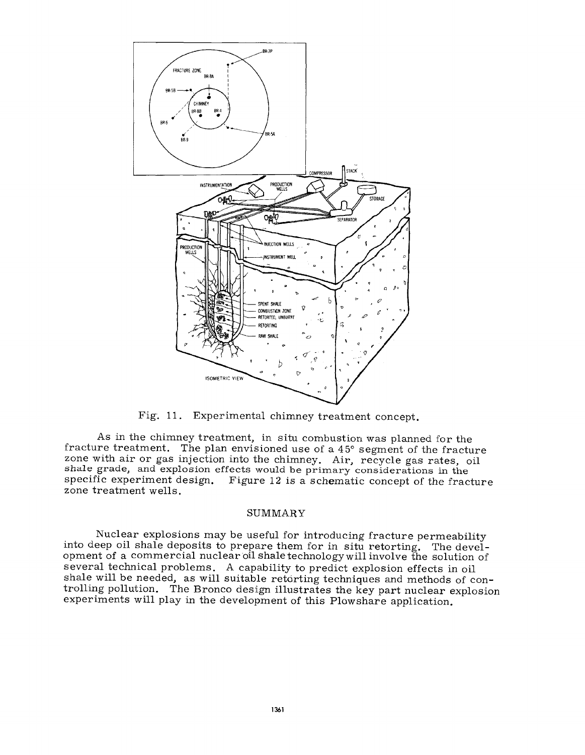Fig. 11. Experimental chimney treatment concept.

As in the chimney treatment, in situ combustion was planned for the fracture treatment. The plan envisioned use of a 45° segment of the fracture zone with air or gas injection into the chimney. Air, recycle gas rates, oil shale grade, and explosion effects would be primary considerations in the specific experiment design. Figure 12 is a schematic concept of the fracture zone treatment wells.

## SUMMARY

Nuclear explosions may be useful for introducing fracture permeability into deep oil shale deposits to prepare them for in situ retorting. The development of a commercial nuclear oil shale technology will involve the solution of several technical problems. A capability to predict explosion effects in oil shale will be needed, as will suitable retorting techniques and methods of controlling pollution. The Bronco design illustrates the key part nuclear explosion experiments will play in the development of this Plowshare application.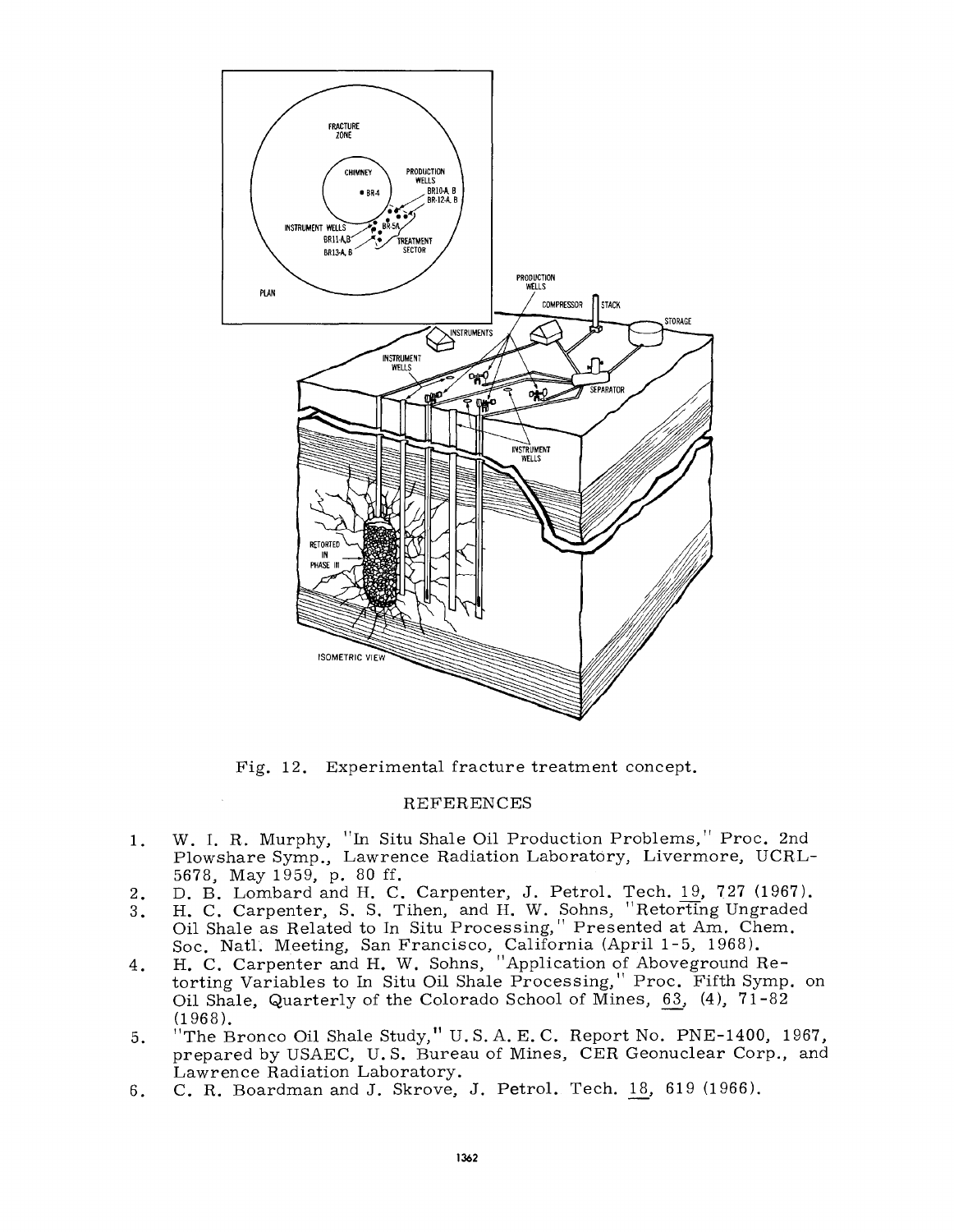Fig. 12. Experimental fracture treatment concept.

## REFERENCES

1. W. I. R. Murphy, "In Situ Shale Oil Production Problems," Proc. 2nd Plowshare Symp., Lawrence Radiation Laboratory, Livermore, UCRL-5678, May 1959, p. 80 ff.
2. D. B. Lombard and H. C. Carpenter, J. Petrol. Tech. 19, 727 (1967).
3. H. C. Carpenter, S. S. Tihen, and H. W. Sohns, "Retorting Ungraded Oil Shale as Related to In Situ Processing," Presented at Am. Chem. Soc. Natl. Meeting, San Francisco, California (April 1-5, 1968).
4. H. C. Carpenter and H. W. Sohns, "Application of Aboveground Retorting Variables to In Situ Oil Shale Processing," Proc. Fifth Symp. on Oil Shale, Quarterly of the Colorado School of Mines, 63, (4), 71-82 (1968).
5. "The Bronco Oil Shale Study," U.S.A.E.C. Report No. PNE-1400, 1967, prepared by USAEC, U.S. Bureau of Mines, CER Geonuclear Corp., and Lawrence Radiation Laboratory.
6. C. R. Boardman and J. Skrove, J. Petrol. Tech. 18, 619 (1966).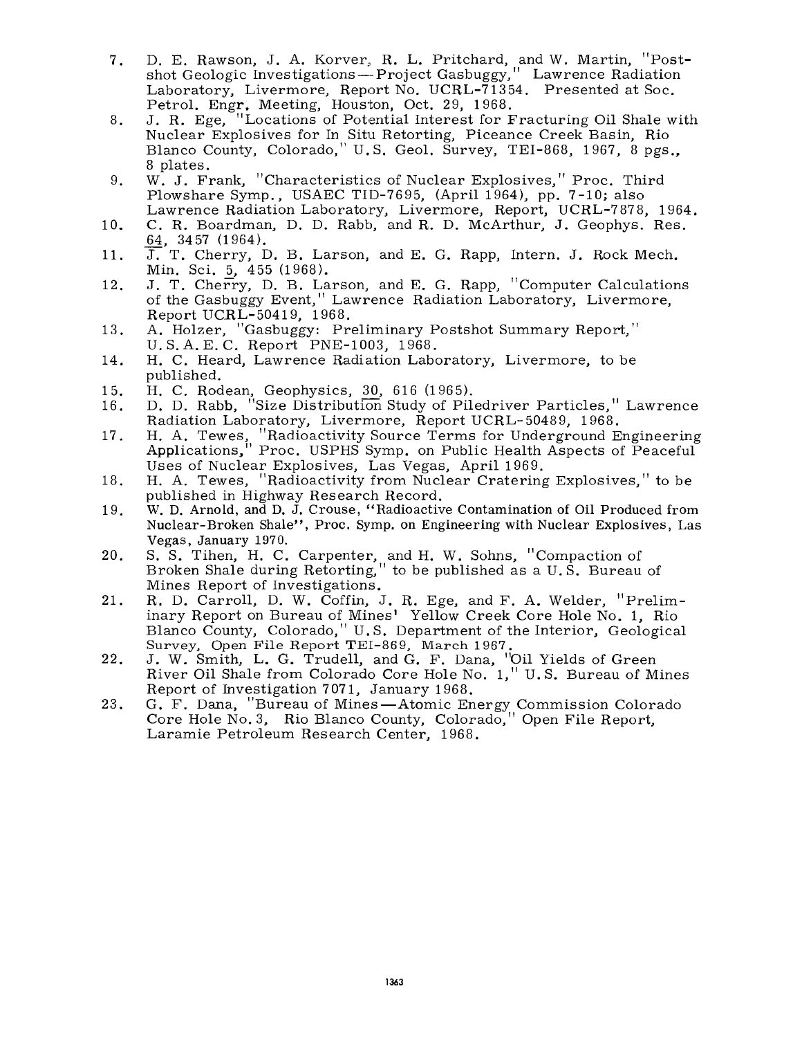7. D. E. Rawson, J. A. Korver, R. L. Pritchard, and W. Martin, "Post-shot Geologic Investigations—Project Gasbuggy," Lawrence Radiation Laboratory, Livermore, Report No. UCRL-71354. Presented at Soc. Petrol. Engr. Meeting, Houston, Oct. 29, 1968.
8. J. R. Ege, "Locations of Potential Interest for Fracturing Oil Shale with Nuclear Explosives for In Situ Retorting, Piceance Creek Basin, Rio Blanco County, Colorado," U.S. Geol. Survey, TEI-868, 1967, 8 pgs., 8 plates.
9. W. J. Frank, "Characteristics of Nuclear Explosives," Proc. Third Plowshare Symp., USAEC TID-7695, (April 1964), pp. 7-10; also Lawrence Radiation Laboratory, Livermore, Report, UCRL-7878, 1964.
10. C. R. Boardman, D. D. Rabb, and R. D. McArthur, J. Geophys. Res. 64, 3457 (1964).
11. J. T. Cherry, D. B. Larson, and E. G. Rapp, Intern. J. Rock Mech. Min. Sci. 5, 455 (1968).
12. J. T. Cherry, D. B. Larson, and E. G. Rapp, "Computer Calculations of the Gasbuggy Event," Lawrence Radiation Laboratory, Livermore, Report UCRL-50419, 1968.
13. A. Holzer, "Gasbuggy: Preliminary Postshot Summary Report," U.S.A.E.C. Report PNE-1003, 1968.
14. H. C. Heard, Lawrence Radiation Laboratory, Livermore, to be published.
15. H. C. Rodean, Geophysics, 30, 616 (1965).
16. D. D. Rabb, "Size Distribution Study of Piledriver Particles," Lawrence Radiation Laboratory, Livermore, Report UCRL-50489, 1968.
17. H. A. Tewes, "Radioactivity Source Terms for Underground Engineering Applications," Proc. USPHS Symp. on Public Health Aspects of Peaceful Uses of Nuclear Explosives, Las Vegas, April 1969.
18. H. A. Tewes, "Radioactivity from Nuclear Cratering Explosives," to be published in Highway Research Record.
19. W. D. Arnold, and D. J. Crouse, "Radioactive Contamination of Oil Produced from Nuclear-Broken Shale", Proc. Symp. on Engineering with Nuclear Explosives, Las Vegas, January 1970.
20. S. S. Tihen, H. C. Carpenter, and H. W. Sohns, "Compaction of Broken Shale during Retorting," to be published as a U.S. Bureau of Mines Report of Investigations.
21. R. D. Carroll, D. W. Coffin, J. R. Ege, and F. A. Welder, "Preliminary Report on Bureau of Mines' Yellow Creek Core Hole No. 1, Rio Blanco County, Colorado," U.S. Department of the Interior, Geological Survey, Open File Report TEI-869, March 1967.
22. J. W. Smith, L. G. Trudell, and G. F. Dana, "Oil Yields of Green River Oil Shale from Colorado Core Hole No. 1," U.S. Bureau of Mines Report of Investigation 7071, January 1968.
23. G. F. Dana, "Bureau of Mines—Atomic Energy Commission Colorado Core Hole No. 3, Rio Blanco County, Colorado," Open File Report, Laramie Petroleum Research Center, 1968.